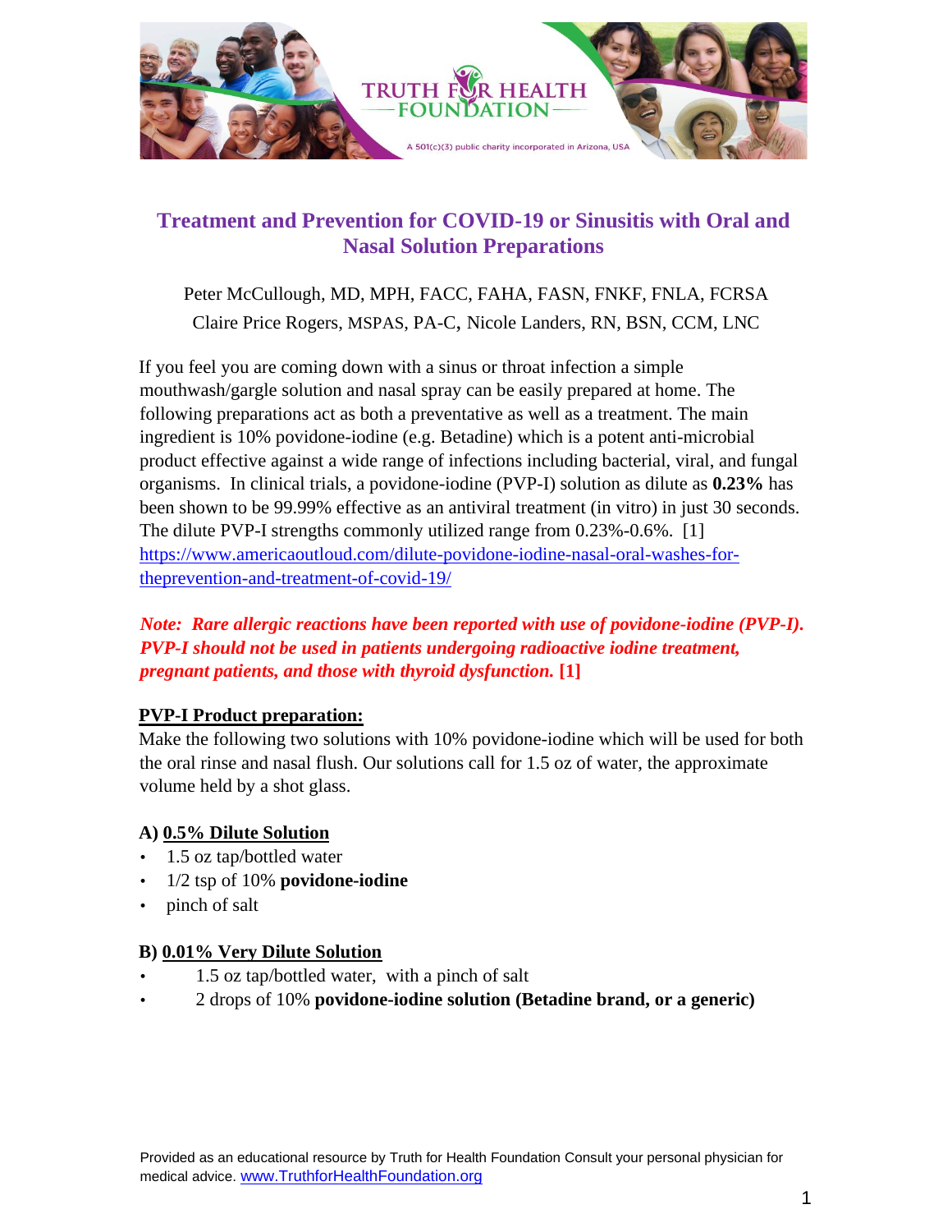# Treatment and Prevention for COVID-19 or Sinusitis with Oral and Nasal Solution Preparations

Peter McCullough, MD, MPH, FACC, FAHA, FASN, FNKF, FNLA, FCRSA

Claire Price Rogers, MSPAS, PA-C, Nicole Landers, RN, BSN, CCM, LNC

If you feel you are coming down with a sinus or throat infection a simple mouthwash/gargle solution and nasal spray can be easily prepared at home. The following preparations act as both a preventative as well as a treatment. The main ingredient is 10% povidone-iodine (e.g. Betadine) which is a potent anti-microbial product effective against a wide range of infections including bacterial, viral, and fungal organisms. In clinical trials, a povidone-iodine (PVP-I) solution as dilute as **0.23%** has been shown to be 99.99% effective as an antiviral treatment (in vitro) in just 30 seconds. The dilute PVP-I strengths commonly utilized range from 0.23%-0.6%. [1] https://www.americaoutloud.com/dilute-povidone-iodine-nasal-oral-washes-for-theprevention-and-treatment-of-covid-19/

***Note: Rare allergic reactions have been reported with use of povidone-iodine (PVP-I). PVP-I should not be used in patients undergoing radioactive iodine treatment, pregnant patients, and those with thyroid dysfunction.* [1]**

## PVP-I Product preparation:

Make the following two solutions with 10% povidone-iodine which will be used for both the oral rinse and nasal flush. Our solutions call for 1.5 oz of water, the approximate volume held by a shot glass.

### A) 0.5% Dilute Solution

- 1.5 oz tap/bottled water
- 1/2 tsp of 10% **povidone-iodine**
- pinch of salt

### B) 0.01% Very Dilute Solution

- 1.5 oz tap/bottled water, with a pinch of salt
- 2 drops of 10% **povidone-iodine solution (Betadine brand, or a generic)**

Provided as an educational resource by Truth for Health Foundation Consult your personal physician for medical advice. www.TruthforHealthFoundation.org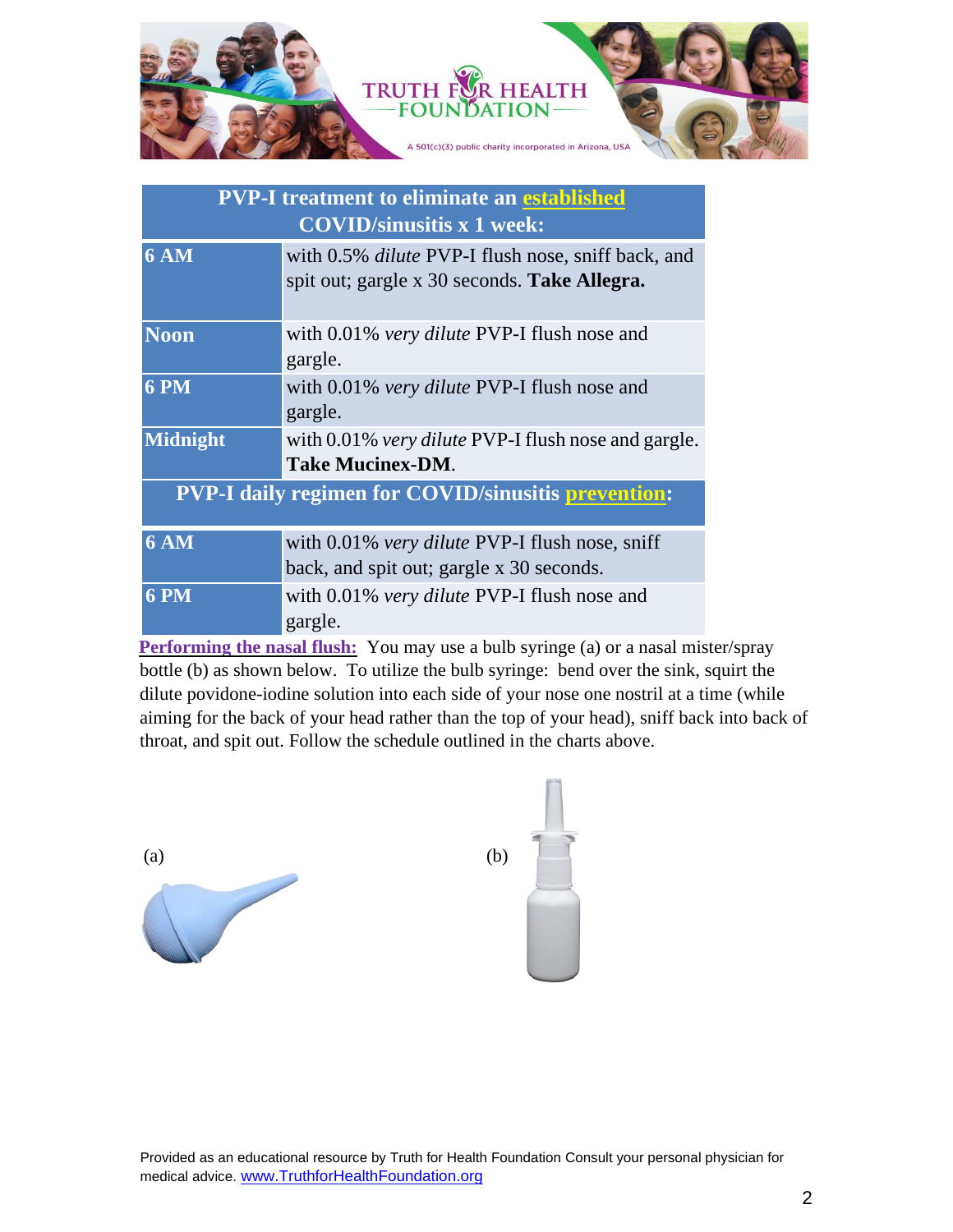TRUTH FOR HEALTH FOUNDATION

A 501(c)(3) public charity incorporated in Arizona, USA

| PVP-I treatment to eliminate an established COVID/sinusitis x 1 week: | |
|---|---|
| **6 AM** | with 0.5% *dilute* PVP-I flush nose, sniff back, and spit out; gargle x 30 seconds. **Take Allegra.** |
| **Noon** | with 0.01% *very dilute* PVP-I flush nose and gargle. |
| **6 PM** | with 0.01% *very dilute* PVP-I flush nose and gargle. |
| **Midnight** | with 0.01% *very dilute* PVP-I flush nose and gargle. **Take Mucinex-DM**. |
| **PVP-I daily regimen for COVID/sinusitis prevention:** | |
| **6 AM** | with 0.01% *very dilute* PVP-I flush nose, sniff back, and spit out; gargle x 30 seconds. |
| **6 PM** | with 0.01% *very dilute* PVP-I flush nose and gargle. |

**Performing the nasal flush:** You may use a bulb syringe (a) or a nasal mister/spray bottle (b) as shown below. To utilize the bulb syringe: bend over the sink, squirt the dilute povidone-iodine solution into each side of your nose one nostril at a time (while aiming for the back of your head rather than the top of your head), sniff back into back of throat, and spit out. Follow the schedule outlined in the charts above.

(a)

(b)

Provided as an educational resource by Truth for Health Foundation Consult your personal physician for medical advice. www.TruthforHealthFoundation.org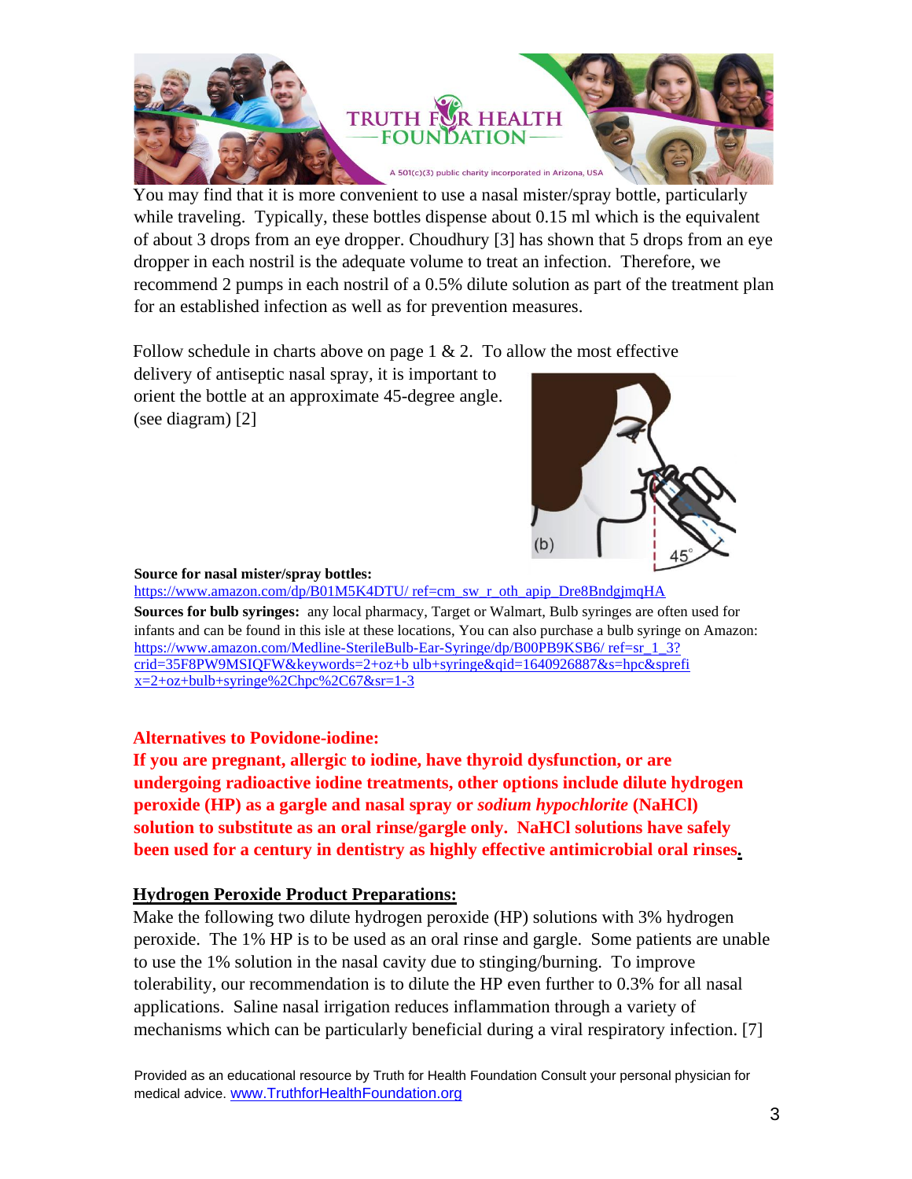You may find that it is more convenient to use a nasal mister/spray bottle, particularly while traveling. Typically, these bottles dispense about 0.15 ml which is the equivalent of about 3 drops from an eye dropper. Choudhury [3] has shown that 5 drops from an eye dropper in each nostril is the adequate volume to treat an infection. Therefore, we recommend 2 pumps in each nostril of a 0.5% dilute solution as part of the treatment plan for an established infection as well as for prevention measures.

Follow schedule in charts above on page 1 & 2. To allow the most effective delivery of antiseptic nasal spray, it is important to orient the bottle at an approximate 45-degree angle. (see diagram) [2]

**Source for nasal mister/spray bottles:**
https://www.amazon.com/dp/B01M5K4DTU/ ref=cm_sw_r_oth_apip_Dre8BndgjmqHA

**Sources for bulb syringes:** any local pharmacy, Target or Walmart, Bulb syringes are often used for infants and can be found in this isle at these locations, You can also purchase a bulb syringe on Amazon: https://www.amazon.com/Medline-SterileBulb-Ear-Syringe/dp/B00PB9KSB6/ ref=sr_1_3?crid=35F8PW9MSIQFW&keywords=2+oz+b ulb+syringe&qid=1640926887&s=hpc&sprefix=2+oz+bulb+syringe%2Chpc%2C67&sr=1-3

**Alternatives to Povidone-iodine:**

**If you are pregnant, allergic to iodine, have thyroid dysfunction, or are undergoing radioactive iodine treatments, other options include dilute hydrogen peroxide (HP) as a gargle and nasal spray or *sodium hypochlorite* (NaHCl) solution to substitute as an oral rinse/gargle only. NaHCl solutions have safely been used for a century in dentistry as highly effective antimicrobial oral rinses.**

## Hydrogen Peroxide Product Preparations:

Make the following two dilute hydrogen peroxide (HP) solutions with 3% hydrogen peroxide. The 1% HP is to be used as an oral rinse and gargle. Some patients are unable to use the 1% solution in the nasal cavity due to stinging/burning. To improve tolerability, our recommendation is to dilute the HP even further to 0.3% for all nasal applications. Saline nasal irrigation reduces inflammation through a variety of mechanisms which can be particularly beneficial during a viral respiratory infection. [7]

Provided as an educational resource by Truth for Health Foundation Consult your personal physician for medical advice. www.TruthforHealthFoundation.org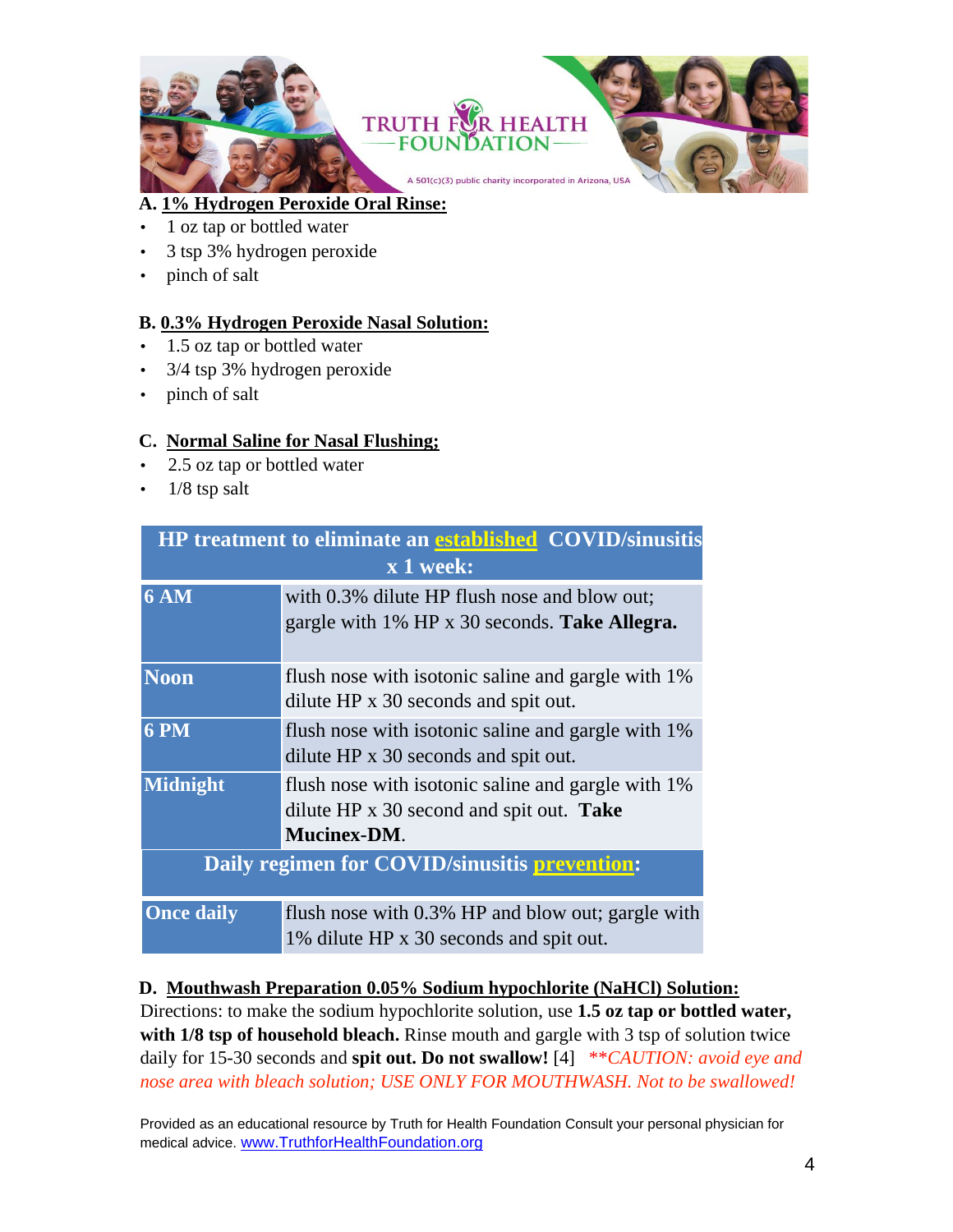**A. 1% Hydrogen Peroxide Oral Rinse:**

- 1 oz tap or bottled water
- 3 tsp 3% hydrogen peroxide
- pinch of salt

**B. 0.3% Hydrogen Peroxide Nasal Solution:**

- 1.5 oz tap or bottled water
- 3/4 tsp 3% hydrogen peroxide
- pinch of salt

**C. Normal Saline for Nasal Flushing;**

- 2.5 oz tap or bottled water
- 1/8 tsp salt

| **HP treatment to eliminate an established COVID/sinusitis x 1 week:** | |
|---|---|
| **6 AM** | with 0.3% dilute HP flush nose and blow out; gargle with 1% HP x 30 seconds. **Take Allegra.** |
| **Noon** | flush nose with isotonic saline and gargle with 1% dilute HP x 30 seconds and spit out. |
| **6 PM** | flush nose with isotonic saline and gargle with 1% dilute HP x 30 seconds and spit out. |
| **Midnight** | flush nose with isotonic saline and gargle with 1% dilute HP x 30 second and spit out. **Take Mucinex-DM**. |
| **Daily regimen for COVID/sinusitis prevention:** | |
| **Once daily** | flush nose with 0.3% HP and blow out; gargle with 1% dilute HP x 30 seconds and spit out. |

**D. Mouthwash Preparation 0.05% Sodium hypochlorite (NaHCl) Solution:**

Directions: to make the sodium hypochlorite solution, use **1.5 oz tap or bottled water, with 1/8 tsp of household bleach.** Rinse mouth and gargle with 3 tsp of solution twice daily for 15-30 seconds and **spit out. Do not swallow!** [4] *\*\*CAUTION: avoid eye and nose area with bleach solution; USE ONLY FOR MOUTHWASH. Not to be swallowed!*

Provided as an educational resource by Truth for Health Foundation Consult your personal physician for medical advice. www.TruthforHealthFoundation.org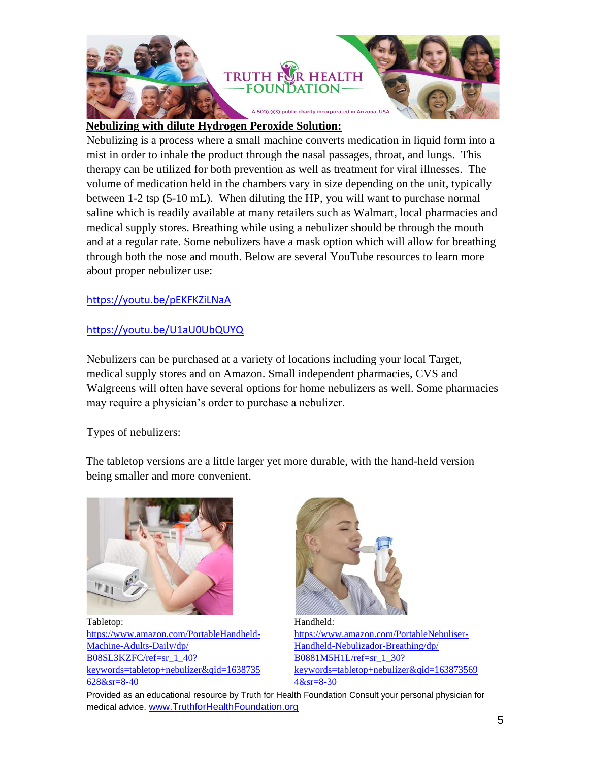## Nebulizing with dilute Hydrogen Peroxide Solution:

Nebulizing is a process where a small machine converts medication in liquid form into a mist in order to inhale the product through the nasal passages, throat, and lungs. This therapy can be utilized for both prevention as well as treatment for viral illnesses. The volume of medication held in the chambers vary in size depending on the unit, typically between 1-2 tsp (5-10 mL). When diluting the HP, you will want to purchase normal saline which is readily available at many retailers such as Walmart, local pharmacies and medical supply stores. Breathing while using a nebulizer should be through the mouth and at a regular rate. Some nebulizers have a mask option which will allow for breathing through both the nose and mouth. Below are several YouTube resources to learn more about proper nebulizer use:

https://youtu.be/pEKFKZiLNaA

https://youtu.be/U1aU0UbQUYQ

Nebulizers can be purchased at a variety of locations including your local Target, medical supply stores and on Amazon. Small independent pharmacies, CVS and Walgreens will often have several options for home nebulizers as well. Some pharmacies may require a physician's order to purchase a nebulizer.

Types of nebulizers:

The tabletop versions are a little larger yet more durable, with the hand-held version being smaller and more convenient.

Tabletop:
https://www.amazon.com/PortableHandheld-Machine-Adults-Daily/dp/B08SL3KZFC/ref=sr_1_40?keywords=tabletop+nebulizer&qid=1638735628&sr=8-40

Handheld:
https://www.amazon.com/PortableNebuliser-Handheld-Nebulizador-Breathing/dp/B0881M5H1L/ref=sr_1_30?keywords=tabletop+nebulizer&qid=1638735694&sr=8-30

Provided as an educational resource by Truth for Health Foundation Consult your personal physician for medical advice. www.TruthforHealthFoundation.org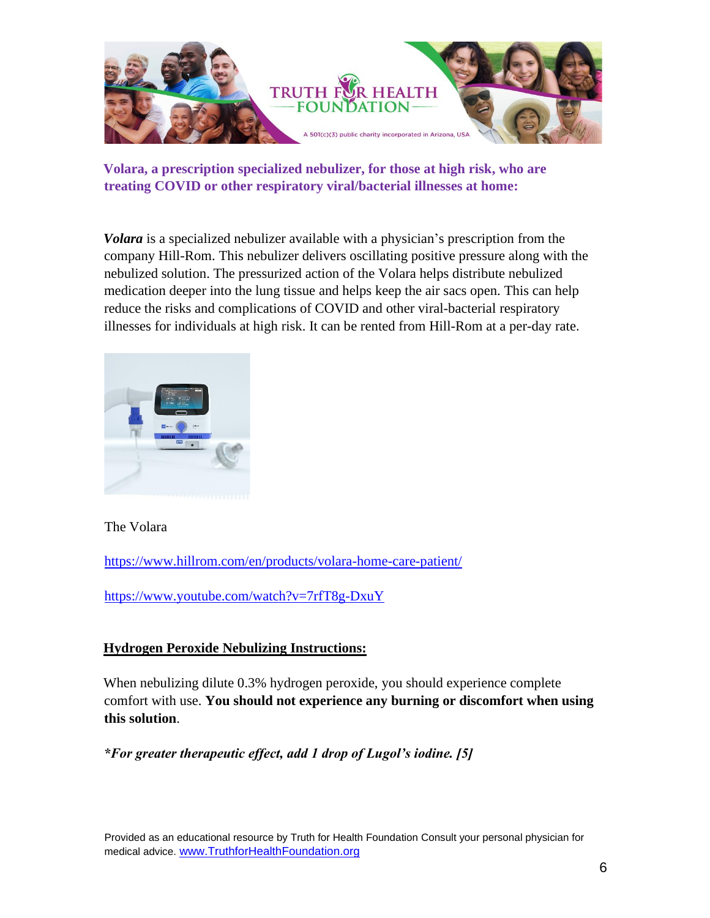**Volara, a prescription specialized nebulizer, for those at high risk, who are treating COVID or other respiratory viral/bacterial illnesses at home:**

***Volara*** is a specialized nebulizer available with a physician's prescription from the company Hill-Rom. This nebulizer delivers oscillating positive pressure along with the nebulized solution. The pressurized action of the Volara helps distribute nebulized medication deeper into the lung tissue and helps keep the air sacs open. This can help reduce the risks and complications of COVID and other viral-bacterial respiratory illnesses for individuals at high risk. It can be rented from Hill-Rom at a per-day rate.

The Volara

https://www.hillrom.com/en/products/volara-home-care-patient/

https://www.youtube.com/watch?v=7rfT8g-DxuY

## Hydrogen Peroxide Nebulizing Instructions:

When nebulizing dilute 0.3% hydrogen peroxide, you should experience complete comfort with use. **You should not experience any burning or discomfort when using this solution**.

***For greater therapeutic effect, add 1 drop of Lugol's iodine. [5]***

Provided as an educational resource by Truth for Health Foundation Consult your personal physician for medical advice. www.TruthforHealthFoundation.org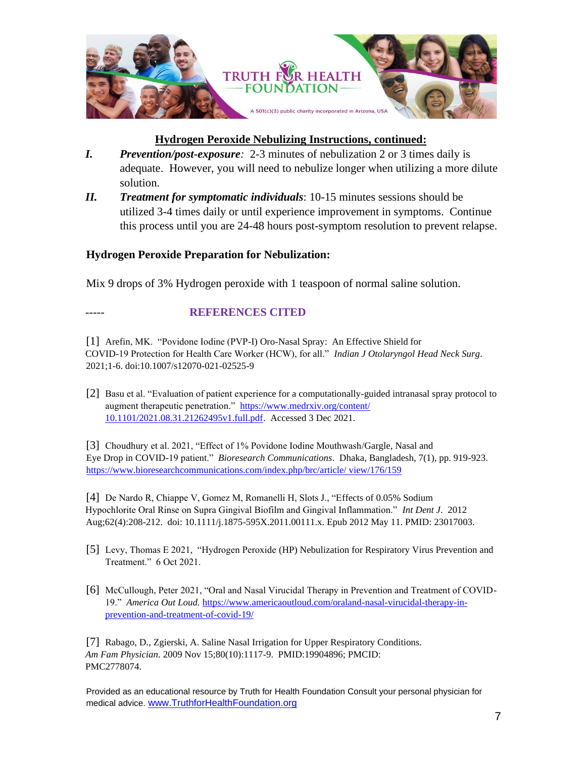## Hydrogen Peroxide Nebulizing Instructions, continued:

***I.*** ***Prevention/post-exposure**:* 2-3 minutes of nebulization 2 or 3 times daily is adequate. However, you will need to nebulize longer when utilizing a more dilute solution.

***II.*** ***Treatment for symptomatic individuals***: 10-15 minutes sessions should be utilized 3-4 times daily or until experience improvement in symptoms. Continue this process until you are 24-48 hours post-symptom resolution to prevent relapse.

### Hydrogen Peroxide Preparation for Nebulization:

Mix 9 drops of 3% Hydrogen peroxide with 1 teaspoon of normal saline solution.

----- **REFERENCES CITED**

[1] Arefin, MK. "Povidone Iodine (PVP-I) Oro-Nasal Spray: An Effective Shield for COVID-19 Protection for Health Care Worker (HCW), for all." *Indian J Otolaryngol Head Neck Surg*. 2021;1-6. doi:10.1007/s12070-021-02525-9

[2] Basu et al. "Evaluation of patient experience for a computationally-guided intranasal spray protocol to augment therapeutic penetration." https://www.medrxiv.org/content/10.1101/2021.08.31.21262495v1.full.pdf. Accessed 3 Dec 2021.

[3] Choudhury et al. 2021, "Effect of 1% Povidone Iodine Mouthwash/Gargle, Nasal and Eye Drop in COVID-19 patient." *Bioresearch Communications*. Dhaka, Bangladesh, 7(1), pp. 919-923. https://www.bioresearchcommunications.com/index.php/brc/article/ view/176/159

[4] De Nardo R, Chiappe V, Gomez M, Romanelli H, Slots J., "Effects of 0.05% Sodium Hypochlorite Oral Rinse on Supra Gingival Biofilm and Gingival Inflammation." *Int Dent J*. 2012 Aug;62(4):208-212. doi: 10.1111/j.1875-595X.2011.00111.x. Epub 2012 May 11. PMID: 23017003.

[5] Levy, Thomas E 2021, "Hydrogen Peroxide (HP) Nebulization for Respiratory Virus Prevention and Treatment." 6 Oct 2021.

[6] McCullough, Peter 2021, "Oral and Nasal Virucidal Therapy in Prevention and Treatment of COVID-19." *America Out Loud.* https://www.americaoutloud.com/oraland-nasal-virucidal-therapy-in-prevention-and-treatment-of-covid-19/

[7] Rabago, D., Zgierski, A. Saline Nasal Irrigation for Upper Respiratory Conditions. *Am Fam Physician.* 2009 Nov 15;80(10):1117-9. PMID:19904896; PMCID: PMC2778074.

Provided as an educational resource by Truth for Health Foundation Consult your personal physician for medical advice. www.TruthforHealthFoundation.org